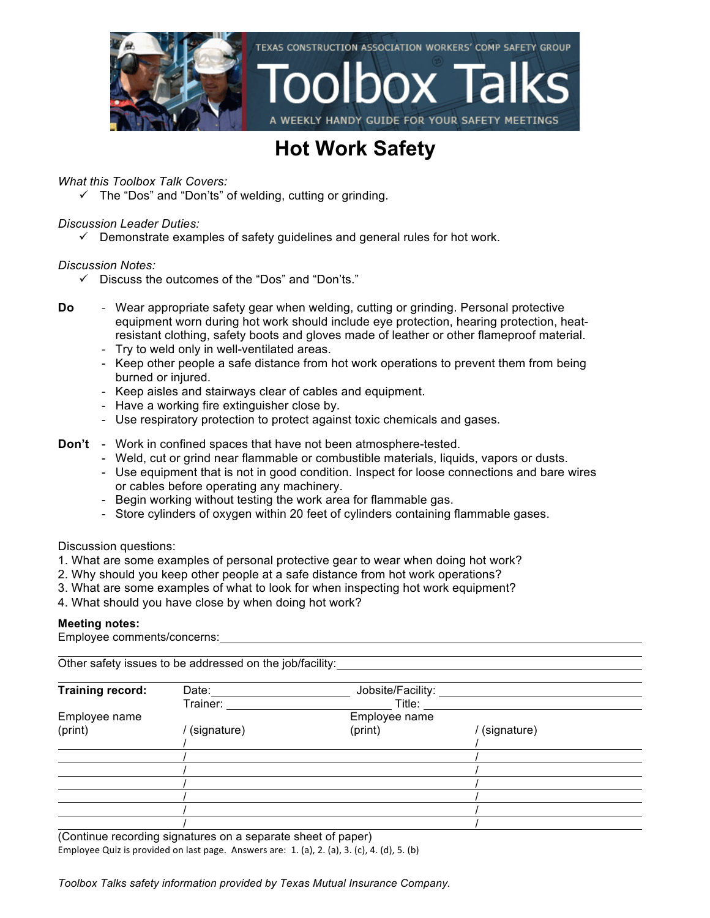# Hot Work Safety

*What this Toolbox Talk Covers:*

- ✓ The "Dos" and "Don'ts" of welding, cutting or grinding.

*Discussion Leader Duties:*

- ✓ Demonstrate examples of safety guidelines and general rules for hot work.

*Discussion Notes:*

- ✓ Discuss the outcomes of the "Dos" and "Don'ts."

**Do**

- Wear appropriate safety gear when welding, cutting or grinding. Personal protective equipment worn during hot work should include eye protection, hearing protection, heat-resistant clothing, safety boots and gloves made of leather or other flameproof material.
- Try to weld only in well-ventilated areas.
- Keep other people a safe distance from hot work operations to prevent them from being burned or injured.
- Keep aisles and stairways clear of cables and equipment.
- Have a working fire extinguisher close by.
- Use respiratory protection to protect against toxic chemicals and gases.

**Don't**

- Work in confined spaces that have not been atmosphere-tested.
- Weld, cut or grind near flammable or combustible materials, liquids, vapors or dusts.
- Use equipment that is not in good condition. Inspect for loose connections and bare wires or cables before operating any machinery.
- Begin working without testing the work area for flammable gas.
- Store cylinders of oxygen within 20 feet of cylinders containing flammable gases.

Discussion questions:

1. What are some examples of personal protective gear to wear when doing hot work?
2. Why should you keep other people at a safe distance from hot work operations?
3. What are some examples of what to look for when inspecting hot work equipment?
4. What should you have close by when doing hot work?

**Meeting notes:**

Employee comments/concerns: ______________________________

Other safety issues to be addressed on the job/facility: ______________________________

**Training record:** Date: ______________ Jobsite/Facility: ______________

Trainer: ______________ Title: ______________

| Employee name (print) | / (signature) | Employee name (print) | / (signature) |
|---|---|---|---|
| | / | | / |
| | / | | / |
| | / | | / |
| | / | | / |
| | / | | / |
| | / | | / |
| | / | | / |

(Continue recording signatures on a separate sheet of paper)

Employee Quiz is provided on last page. Answers are: 1. (a), 2. (a), 3. (c), 4. (d), 5. (b)

*Toolbox Talks safety information provided by Texas Mutual Insurance Company.*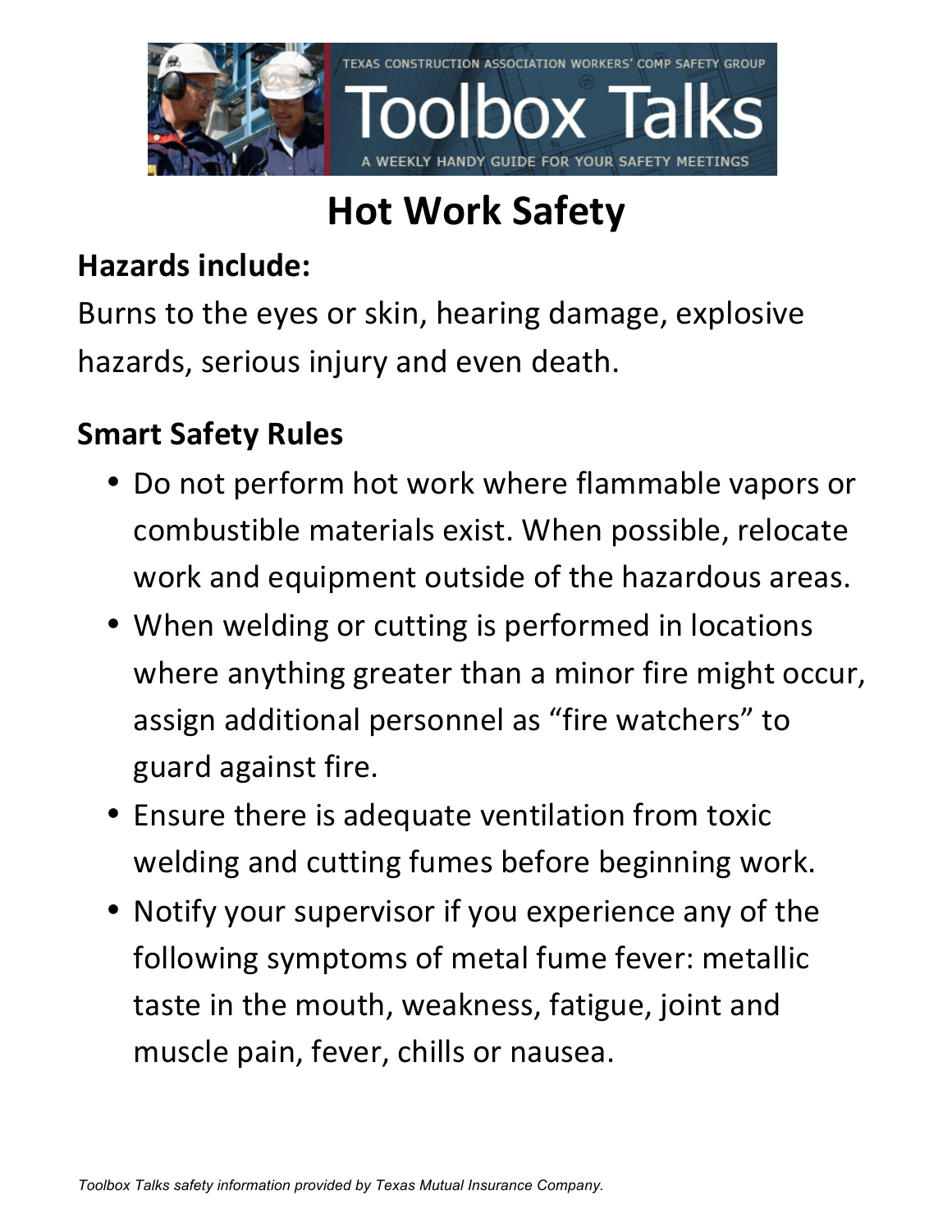TEXAS CONSTRUCTION ASSOCIATION WORKERS' COMP SAFETY GROUP

Toolbox Talks

A WEEKLY HANDY GUIDE FOR YOUR SAFETY MEETINGS

# Hot Work Safety

## Hazards include:

Burns to the eyes or skin, hearing damage, explosive hazards, serious injury and even death.

## Smart Safety Rules

- Do not perform hot work where flammable vapors or combustible materials exist. When possible, relocate work and equipment outside of the hazardous areas.
- When welding or cutting is performed in locations where anything greater than a minor fire might occur, assign additional personnel as "fire watchers" to guard against fire.
- Ensure there is adequate ventilation from toxic welding and cutting fumes before beginning work.
- Notify your supervisor if you experience any of the following symptoms of metal fume fever: metallic taste in the mouth, weakness, fatigue, joint and muscle pain, fever, chills or nausea.

*Toolbox Talks safety information provided by Texas Mutual Insurance Company.*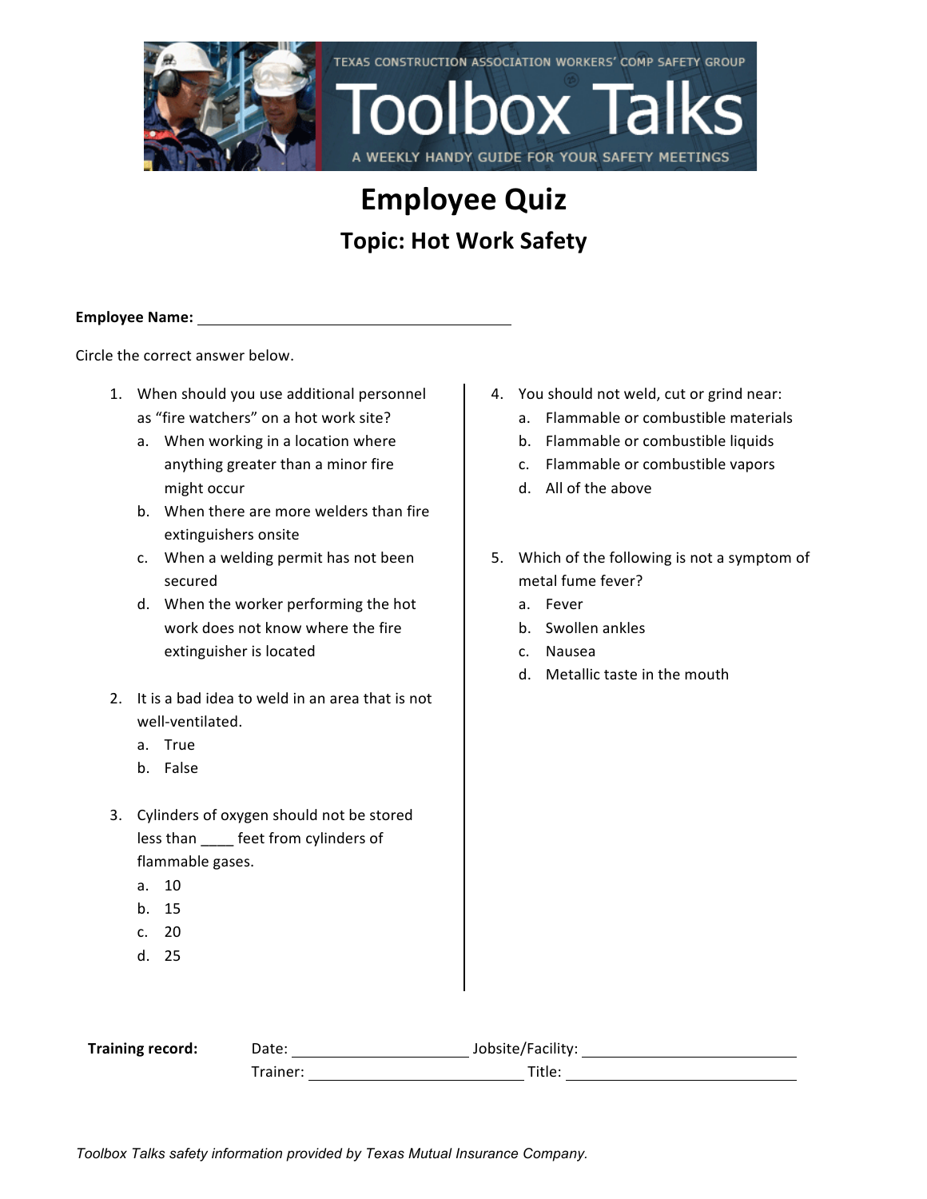TEXAS CONSTRUCTION ASSOCIATION WORKERS' COMP SAFETY GROUP

Toolbox Talks

A WEEKLY HANDY GUIDE FOR YOUR SAFETY MEETINGS

# Employee Quiz

## Topic: Hot Work Safety

**Employee Name:** ______________________________

Circle the correct answer below.

1. When should you use additional personnel as "fire watchers" on a hot work site?
   a. When working in a location where anything greater than a minor fire might occur
   b. When there are more welders than fire extinguishers onsite
   c. When a welding permit has not been secured
   d. When the worker performing the hot work does not know where the fire extinguisher is located

2. It is a bad idea to weld in an area that is not well-ventilated.
   a. True
   b. False

3. Cylinders of oxygen should not be stored less than ____ feet from cylinders of flammable gases.
   a. 10
   b. 15
   c. 20
   d. 25

4. You should not weld, cut or grind near:
   a. Flammable or combustible materials
   b. Flammable or combustible liquids
   c. Flammable or combustible vapors
   d. All of the above

5. Which of the following is not a symptom of metal fume fever?
   a. Fever
   b. Swollen ankles
   c. Nausea
   d. Metallic taste in the mouth

**Training record:** Date: ______________ Jobsite/Facility: ______________
Trainer: ______________ Title: ______________

*Toolbox Talks safety information provided by Texas Mutual Insurance Company.*